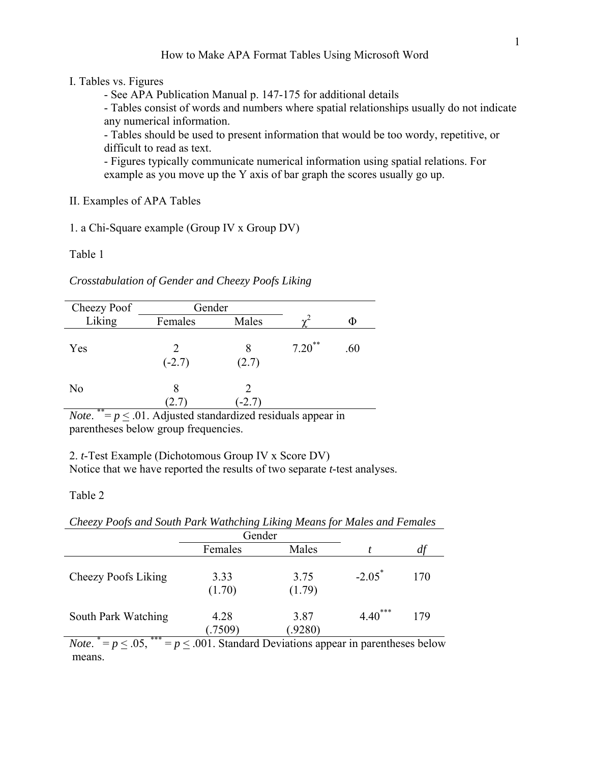# How to Make APA Format Tables Using Microsoft Word

I. Tables vs. Figures

- See APA Publication Manual p. 147-175 for additional details
- Tables consist of words and numbers where spatial relationships usually do not indicate any numerical information.
- Tables should be used to present information that would be too wordy, repetitive, or difficult to read as text.
- Figures typically communicate numerical information using spatial relations. For example as you move up the Y axis of bar graph the scores usually go up.

II. Examples of APA Tables

1. a Chi-Square example (Group IV x Group DV)

Table 1

*Crosstabulation of Gender and Cheezy Poofs Liking*

| Cheezy Poof Liking | Gender | | $\chi^2$ | $\Phi$ |
|---|---|---|---|---|
| | Females | Males | | |
| Yes | 2<br>(-2.7) | 8<br>(2.7) | $7.20^{**}$ | .60 |
| No | 8<br>(2.7) | 2<br>(-2.7) | | |

*Note*. $^{**} = p \leq .01$. Adjusted standardized residuals appear in parentheses below group frequencies.

2. *t*-Test Example (Dichotomous Group IV x Score DV)

Notice that we have reported the results of two separate *t*-test analyses.

Table 2

*Cheezy Poofs and South Park Wathching Liking Means for Males and Females*

| | Gender | | *t* | *df* |
|---|---|---|---|---|
| | Females | Males | | |
| Cheezy Poofs Liking | 3.33<br>(1.70) | 3.75<br>(1.79) | $-2.05^{*}$ | 170 |
| South Park Watching | 4.28<br>(.7509) | 3.87<br>(.9280) | $4.40^{***}$ | 179 |

*Note*. $^{*} = p \leq .05$, $^{***} = p \leq .001$. Standard Deviations appear in parentheses below means.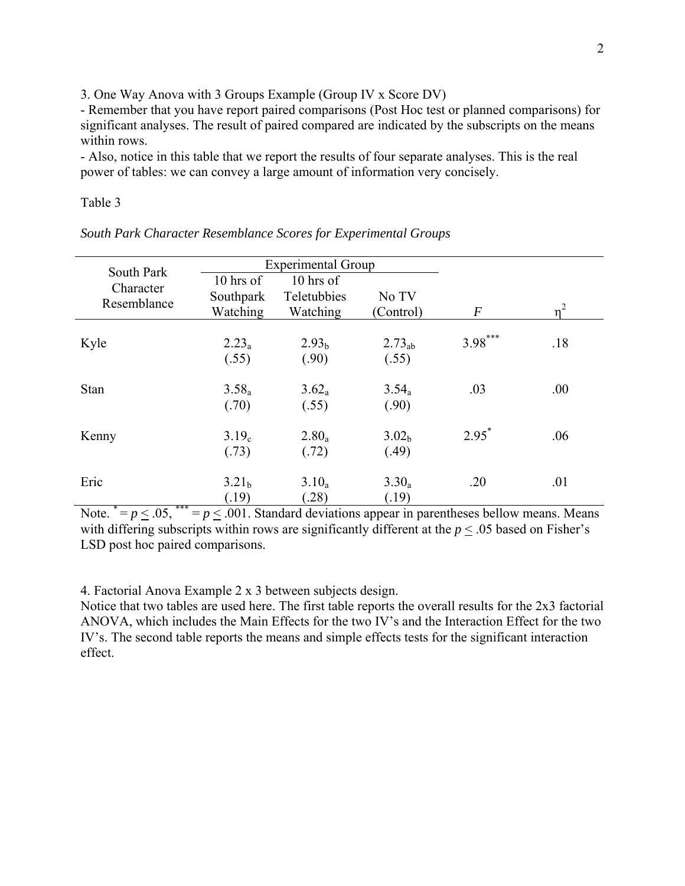3. One Way Anova with 3 Groups Example (Group IV x Score DV)

- Remember that you have report paired comparisons (Post Hoc test or planned comparisons) for significant analyses. The result of paired compared are indicated by the subscripts on the means within rows.
- Also, notice in this table that we report the results of four separate analyses. This is the real power of tables: we can convey a large amount of information very concisely.

Table 3

*South Park Character Resemblance Scores for Experimental Groups*

| South Park Character Resemblance | Experimental Group | | | | |
|---|---|---|---|---|---|
| | 10 hrs of Southpark Watching | 10 hrs of Teletubbies Watching | No TV (Control) | *F* | $\eta^2$ |
| Kyle | $2.23_a$ (.55) | $2.93_b$ (.90) | $2.73_{ab}$ (.55) | $3.98^{***}$ | .18 |
| Stan | $3.58_a$ (.70) | $3.62_a$ (.55) | $3.54_a$ (.90) | .03 | .00 |
| Kenny | $3.19_c$ (.73) | $2.80_a$ (.72) | $3.02_b$ (.49) | $2.95^{*}$ | .06 |
| Eric | $3.21_b$ (.19) | $3.10_a$ (.28) | $3.30_a$ (.19) | .20 | .01 |

Note. $^{*} = p \leq .05$, $^{***} = p \leq .001$. Standard deviations appear in parentheses bellow means. Means with differing subscripts within rows are significantly different at the $p \leq .05$ based on Fisher's LSD post hoc paired comparisons.

4. Factorial Anova Example 2 x 3 between subjects design.

Notice that two tables are used here. The first table reports the overall results for the 2x3 factorial ANOVA, which includes the Main Effects for the two IV's and the Interaction Effect for the two IV's. The second table reports the means and simple effects tests for the significant interaction effect.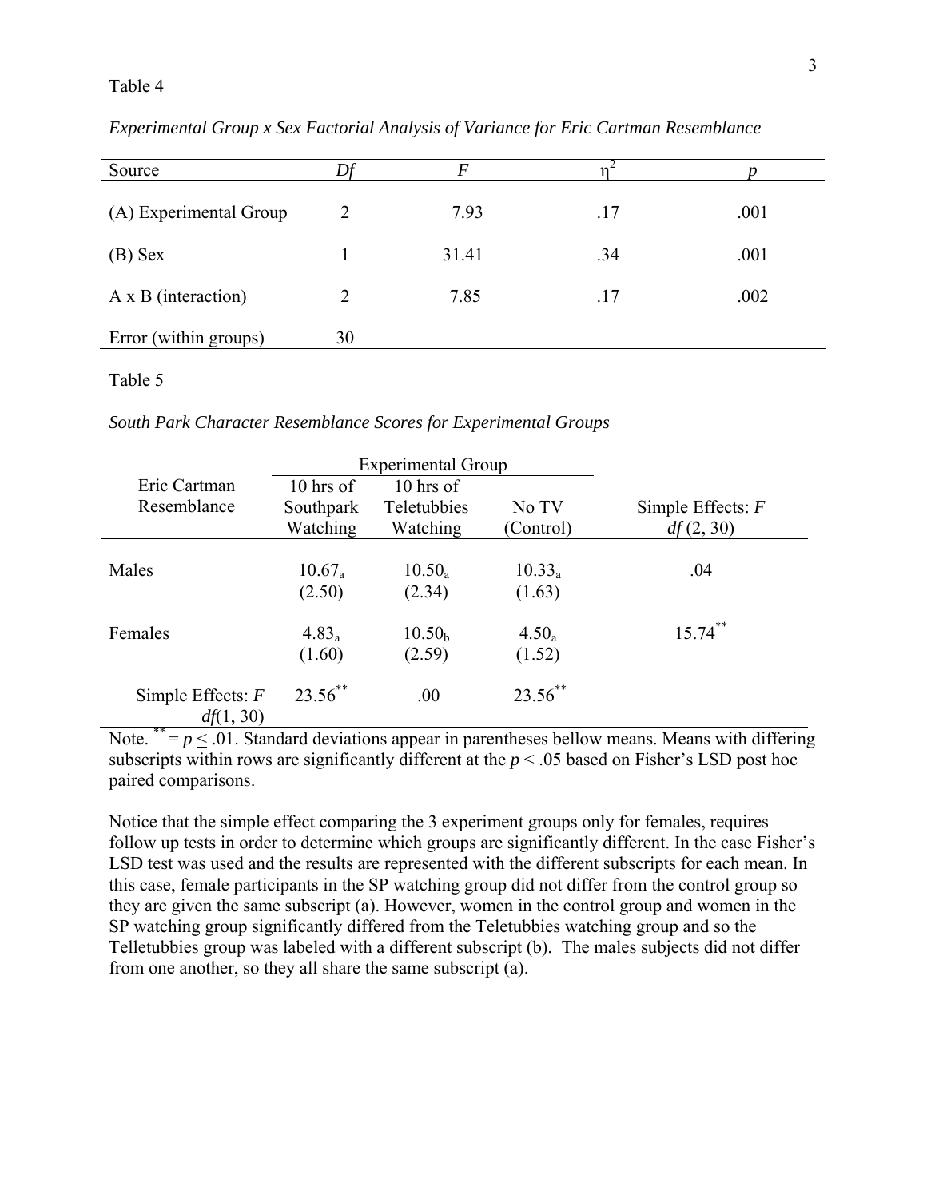Table 4

*Experimental Group x Sex Factorial Analysis of Variance for Eric Cartman Resemblance*

| Source | *Df* | *F* | $\eta^2$ | *p* |
|---|---|---|---|---|
| (A) Experimental Group | 2 | 7.93 | .17 | .001 |
| (B) Sex | 1 | 31.41 | .34 | .001 |
| A x B (interaction) | 2 | 7.85 | .17 | .002 |
| Error (within groups) | 30 | | | |

Table 5

*South Park Character Resemblance Scores for Experimental Groups*

| Eric Cartman Resemblance | Experimental Group: 10 hrs of Southpark Watching | 10 hrs of Teletubbies Watching | No TV (Control) | Simple Effects: *F* *df* (2, 30) |
|---|---|---|---|---|
| Males | $10.67_a$ (2.50) | $10.50_a$ (2.34) | $10.33_a$ (1.63) | .04 |
| Females | $4.83_a$ (1.60) | $10.50_b$ (2.59) | $4.50_a$ (1.52) | $15.74^{**}$ |
| Simple Effects: *F* *df*(1, 30) | $23.56^{**}$ | .00 | $23.56^{**}$ | |

Note. $^{**} = p \leq .01$. Standard deviations appear in parentheses bellow means. Means with differing subscripts within rows are significantly different at the $p \leq .05$ based on Fisher's LSD post hoc paired comparisons.

Notice that the simple effect comparing the 3 experiment groups only for females, requires follow up tests in order to determine which groups are significantly different. In the case Fisher's LSD test was used and the results are represented with the different subscripts for each mean. In this case, female participants in the SP watching group did not differ from the control group so they are given the same subscript (a). However, women in the control group and women in the SP watching group significantly differed from the Teletubbies watching group and so the Telletubbies group was labeled with a different subscript (b). The males subjects did not differ from one another, so they all share the same subscript (a).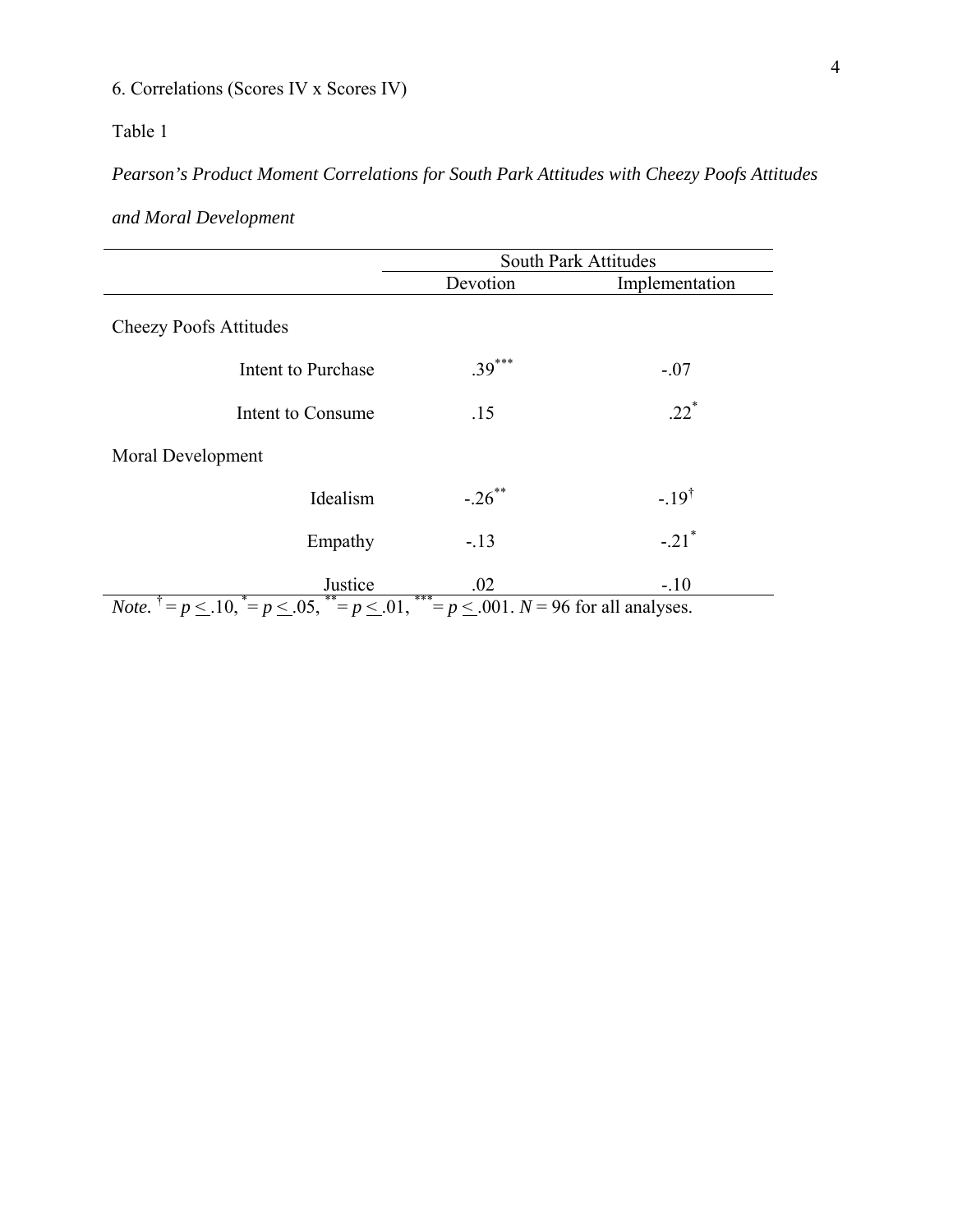6. Correlations (Scores IV x Scores IV)

Table 1

*Pearson's Product Moment Correlations for South Park Attitudes with Cheezy Poofs Attitudes and Moral Development*

| | South Park Attitudes | |
|---|---|---|
| | Devotion | Implementation |
| Cheezy Poofs Attitudes | | |
| Intent to Purchase | $.39^{***}$ | $-.07$ |
| Intent to Consume | $.15$ | $.22^{*}$ |
| Moral Development | | |
| Idealism | $-.26^{**}$ | $-.19^{\dagger}$ |
| Empathy | $-.13$ | $-.21^{*}$ |
| Justice | $.02$ | $-.10$ |

*Note.* $^{\dagger} = p \leq .10$, $^{*} = p \leq .05$, $^{**} = p \leq .01$, $^{***} = p \leq .001$. $N = 96$ for all analyses.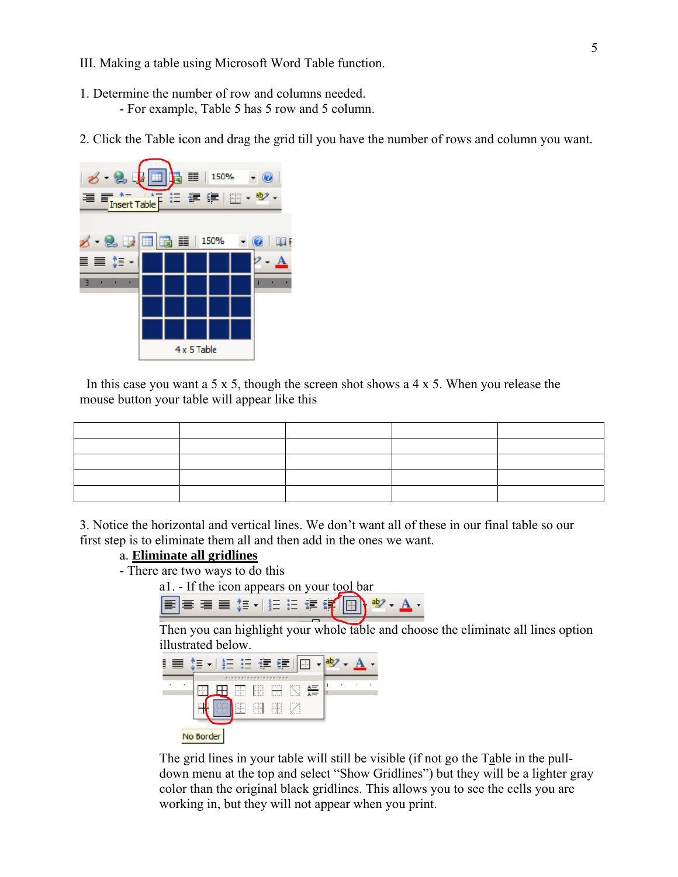III. Making a table using Microsoft Word Table function.

1. Determine the number of row and columns needed.
   - For example, Table 5 has 5 row and 5 column.

2. Click the Table icon and drag the grid till you have the number of rows and column you want.

In this case you want a 5 x 5, though the screen shot shows a 4 x 5. When you release the mouse button your table will appear like this

| | | | | |
|---|---|---|---|---|
| | | | | |
| | | | | |
| | | | | |
| | | | | |

3. Notice the horizontal and vertical lines. We don't want all of these in our final table so our first step is to eliminate them all and then add in the ones we want.

   a. **Eliminate all gridlines**
   - There are two ways to do this
     a1. - If the icon appears on your tool bar

     Then you can highlight your whole table and choose the eliminate all lines option illustrated below.

     The grid lines in your table will still be visible (if not go the Table in the pull-down menu at the top and select "Show Gridlines") but they will be a lighter gray color than the original black gridlines. This allows you to see the cells you are working in, but they will not appear when you print.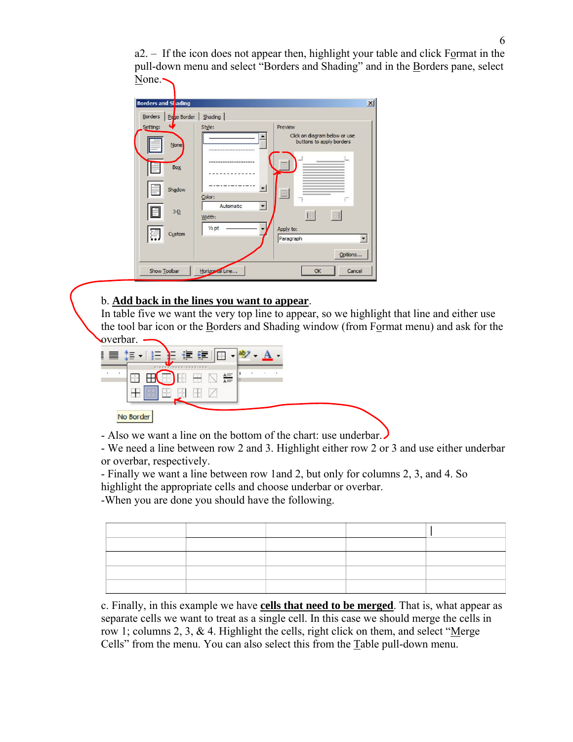a2. – If the icon does not appear then, highlight your table and click Format in the pull-down menu and select "Borders and Shading" and in the Borders pane, select None.

b. **Add back in the lines you want to appear**.
In table five we want the very top line to appear, so we highlight that line and either use the tool bar icon or the Borders and Shading window (from Format menu) and ask for the overbar.

- Also we want a line on the bottom of the chart: use underbar.
- We need a line between row 2 and 3. Highlight either row 2 or 3 and use either underbar or overbar, respectively.
- Finally we want a line between row 1and 2, but only for columns 2, 3, and 4. So highlight the appropriate cells and choose underbar or overbar.
-When you are done you should have the following.

| | | | | |
|---|---|---|---|---|
| | | | | |
| | | | | |
| | | | | |
| | | | | |

c. Finally, in this example we have **cells that need to be merged**. That is, what appear as separate cells we want to treat as a single cell. In this case we should merge the cells in row 1; columns 2, 3, & 4. Highlight the cells, right click on them, and select "Merge Cells" from the menu. You can also select this from the Table pull-down menu.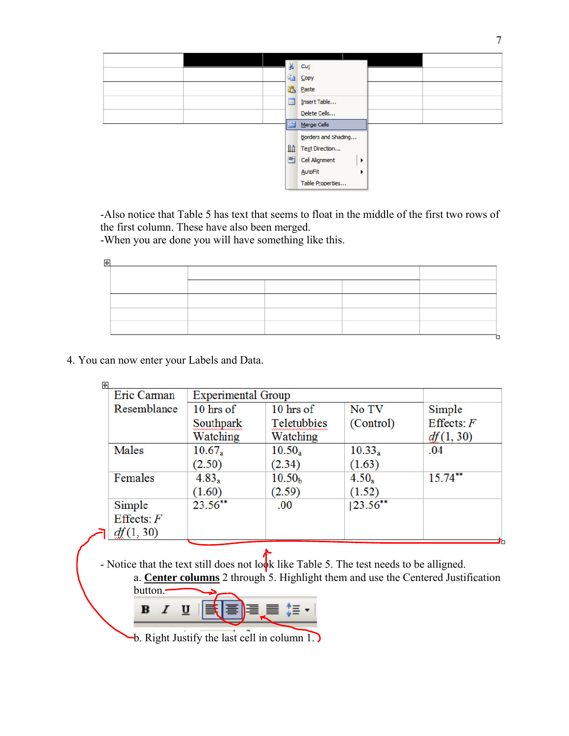| | | | | |
|---|---|---|---|---|
| | | | | |
| | | | | |
| | | | | |
| | | | | |

Cut
Copy
Paste
Insert Table...
Delete Cells...
Merge Cells
Borders and Shading...
Text Direction...
Cell Alignment
AutoFit
Table Properties...

-Also notice that Table 5 has text that seems to float in the middle of the first two rows of the first column. These have also been merged.
-When you are done you will have something like this.

| | | | | |
|---|---|---|---|---|
| | | | | |
| | | | | |
| | | | | |
| | | | | |

4. You can now enter your Labels and Data.

| Eric Carman Resemblance | Experimental Group | | | |
|---|---|---|---|---|
| | 10 hrs of Southpark Watching | 10 hrs of Teletubbies Watching | No TV (Control) | Simple Effects: $F$ $df(1, 30)$ |
| Males | $10.67_a$ (2.50) | $10.50_a$ (2.34) | $10.33_a$ (1.63) | .04 |
| Females | $4.83_a$ (1.60) | $10.50_b$ (2.59) | $4.50_a$ (1.52) | $15.74^{**}$ |
| Simple Effects: $F$ $df(1, 30)$ | $23.56^{**}$ | .00 | $23.56^{**}$ | |

- Notice that the text still does not look like Table 5. The test needs to be alligned.

a. **Center columns** 2 through 5. Highlight them and use the Centered Justification button.

b. Right Justify the last cell in column 1.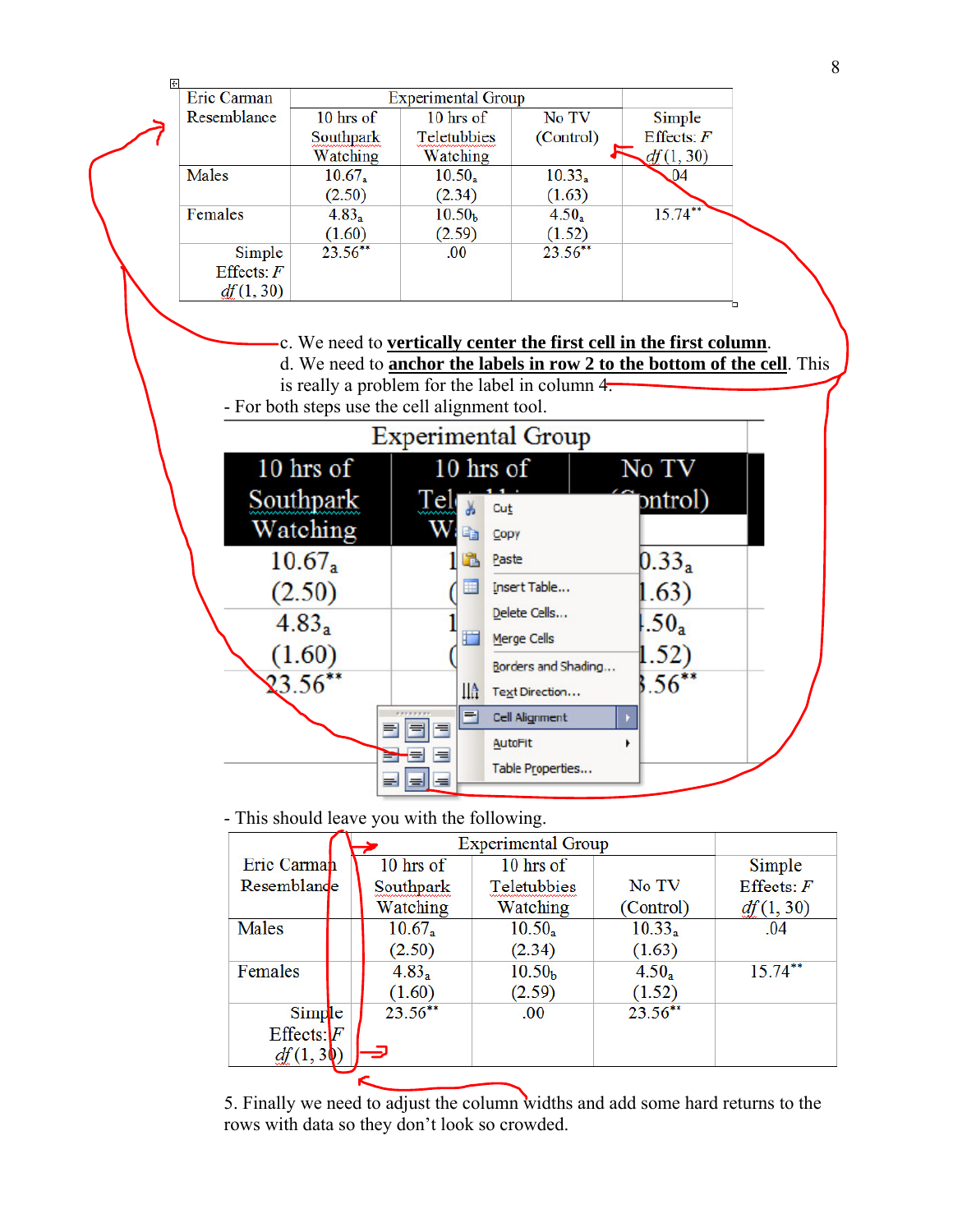| Eric Carman Resemblance | Experimental Group | | | |
|---|---|---|---|---|
| | 10 hrs of Southpark Watching | 10 hrs of Teletubbies Watching | No TV (Control) | Simple Effects: *F* *df* (1, 30) |
| Males | $10.67_a$ (2.50) | $10.50_a$ (2.34) | $10.33_a$ (1.63) | .04 |
| Females | $4.83_a$ (1.60) | $10.50_b$ (2.59) | $4.50_a$ (1.52) | $15.74^{**}$ |
| Simple Effects: *F* *df* (1, 30) | $23.56^{**}$ | .00 | $23.56^{**}$ | |

c. We need to **vertically center the first cell in the first column**.
d. We need to **anchor the labels in row 2 to the bottom of the cell**. This is really a problem for the label in column 4.
- For both steps use the cell alignment tool.

| Experimental Group | | |
|---|---|---|
| 10 hrs of Southpark Watching | 10 hrs of Tel... W... | No TV (Control) |
| $10.67_a$ (2.50) | 1... (... | $0.33_a$ 1.63) |
| $4.83_a$ (1.60) | 1... (... | $.50_a$ 1.52) |
| $23.56^{**}$ | | $3.56^{**}$ |

Cut
Copy
Paste
Insert Table...
Delete Cells...
Merge Cells
Borders and Shading...
Text Direction...
Cell Alignment
AutoFit
Table Properties...

- This should leave you with the following.

| Eric Carman Resemblance | Experimental Group | | | |
|---|---|---|---|---|
| | 10 hrs of Southpark Watching | 10 hrs of Teletubbies Watching | No TV (Control) | Simple Effects: *F* *df* (1, 30) |
| Males | $10.67_a$ (2.50) | $10.50_a$ (2.34) | $10.33_a$ (1.63) | .04 |
| Females | $4.83_a$ (1.60) | $10.50_b$ (2.59) | $4.50_a$ (1.52) | $15.74^{**}$ |
| Simple Effects: *F* *df* (1, 30) | $23.56^{**}$ | .00 | $23.56^{**}$ | |

5. Finally we need to adjust the column widths and add some hard returns to the rows with data so they don't look so crowded.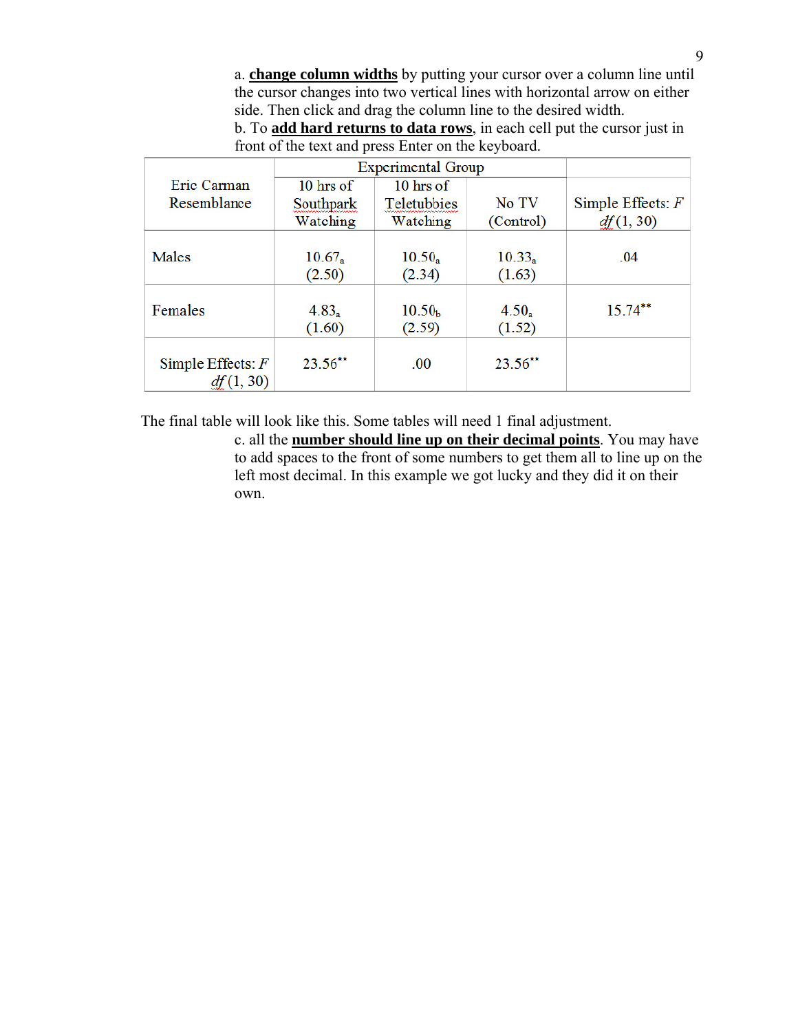a. **change column widths** by putting your cursor over a column line until the cursor changes into two vertical lines with horizontal arrow on either side. Then click and drag the column line to the desired width.
b. To **add hard returns to data rows**, in each cell put the cursor just in front of the text and press Enter on the keyboard.

| Eric Carman Resemblance | Experimental Group: 10 hrs of Southpark Watching | 10 hrs of Teletubbies Watching | No TV (Control) | Simple Effects: *F* *df* (1, 30) |
|---|---|---|---|---|
| Males | $10.67_a$ (2.50) | $10.50_a$ (2.34) | $10.33_a$ (1.63) | .04 |
| Females | $4.83_a$ (1.60) | $10.50_b$ (2.59) | $4.50_a$ (1.52) | $15.74^{**}$ |
| Simple Effects: *F* *df* (1, 30) | $23.56^{**}$ | .00 | $23.56^{**}$ | |

The final table will look like this. Some tables will need 1 final adjustment.

c. all the **number should line up on their decimal points**. You may have to add spaces to the front of some numbers to get them all to line up on the left most decimal. In this example we got lucky and they did it on their own.